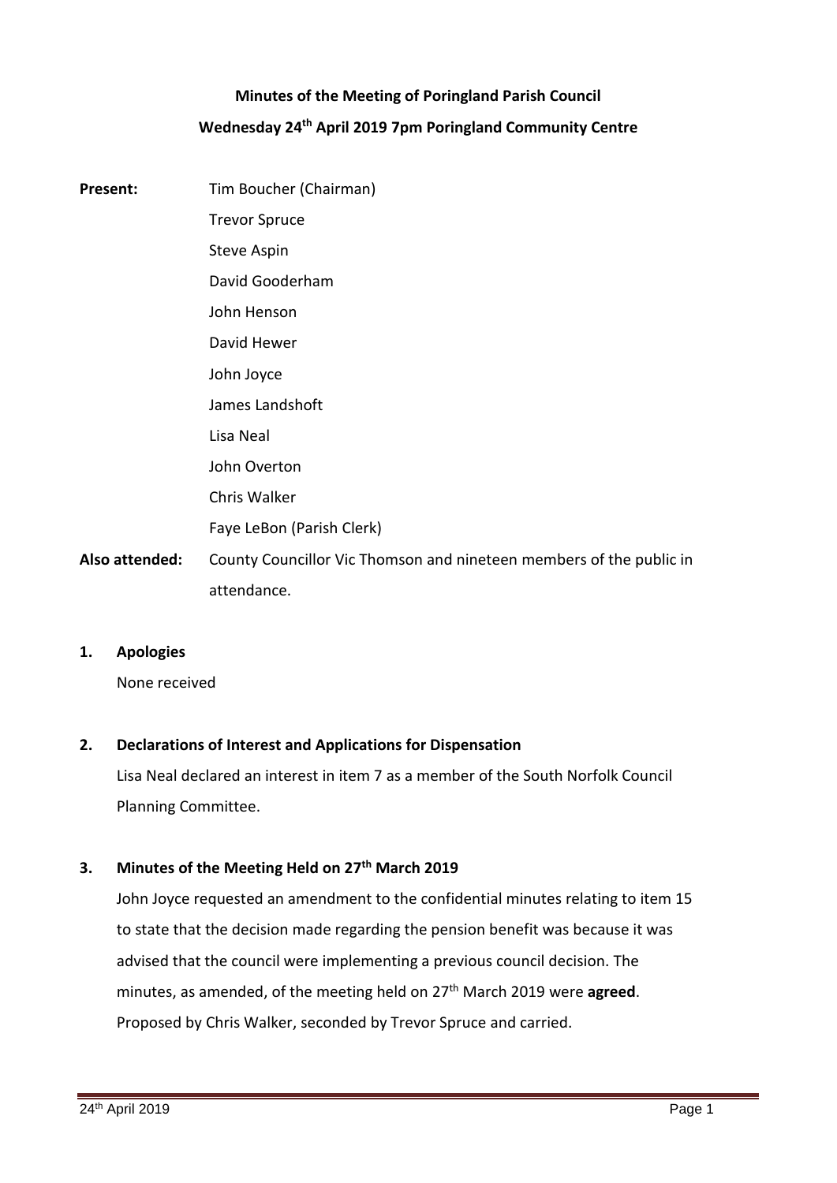# Minutes of the Meeting of Poringland Parish Council

## Wednesday 24th April 2019 7pm Poringland Community Centre

**Present:** Tim Boucher (Chairman)
Trevor Spruce
Steve Aspin
David Gooderham
John Henson
David Hewer
John Joyce
James Landshoft
Lisa Neal
John Overton
Chris Walker
Faye LeBon (Parish Clerk)

**Also attended:** County Councillor Vic Thomson and nineteen members of the public in attendance.

### 1. Apologies

None received

### 2. Declarations of Interest and Applications for Dispensation

Lisa Neal declared an interest in item 7 as a member of the South Norfolk Council Planning Committee.

### 3. Minutes of the Meeting Held on 27th March 2019

John Joyce requested an amendment to the confidential minutes relating to item 15 to state that the decision made regarding the pension benefit was because it was advised that the council were implementing a previous council decision. The minutes, as amended, of the meeting held on 27th March 2019 were **agreed**. Proposed by Chris Walker, seconded by Trevor Spruce and carried.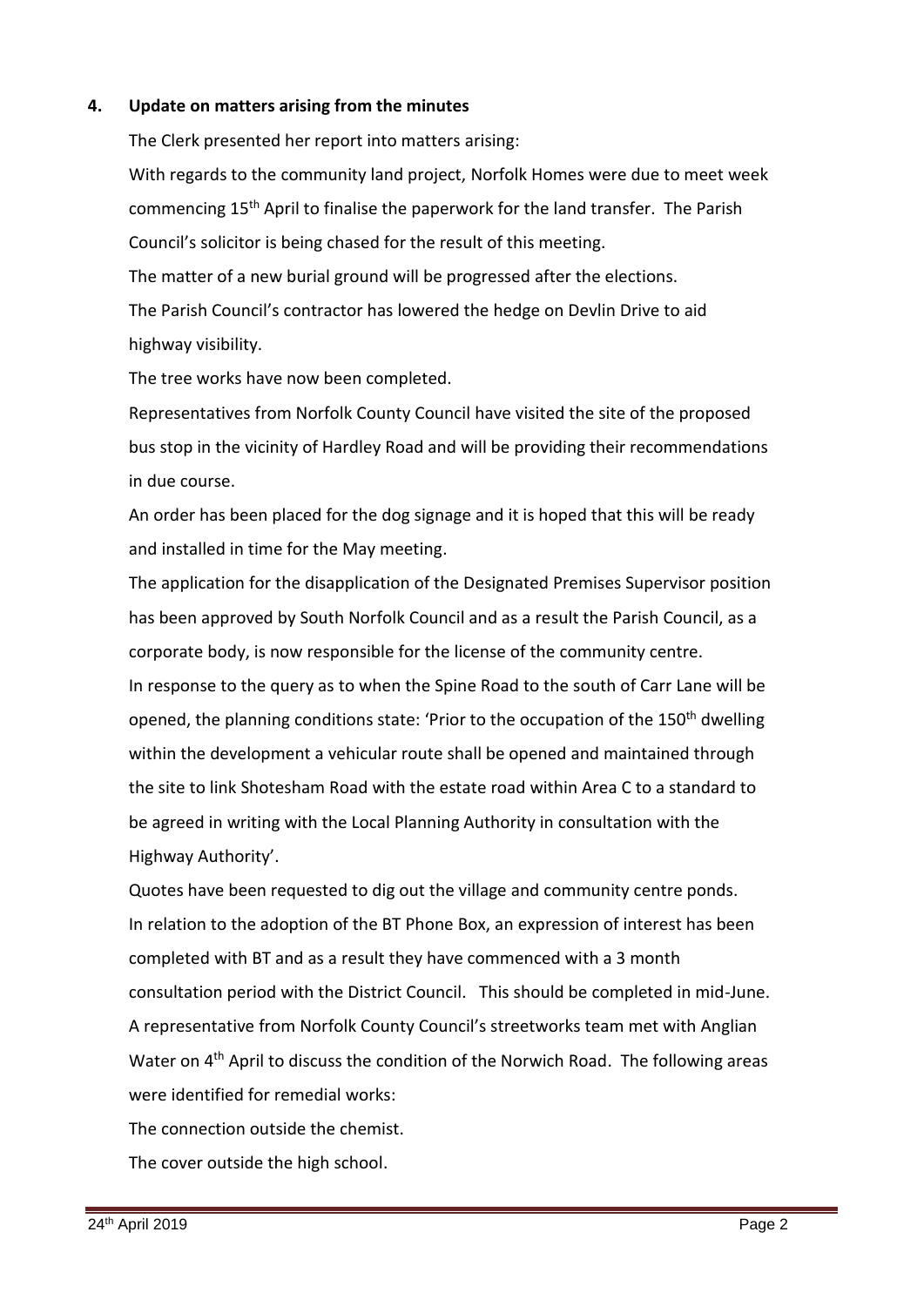## 4. Update on matters arising from the minutes

The Clerk presented her report into matters arising:

With regards to the community land project, Norfolk Homes were due to meet week commencing 15th April to finalise the paperwork for the land transfer. The Parish Council's solicitor is being chased for the result of this meeting.

The matter of a new burial ground will be progressed after the elections.

The Parish Council's contractor has lowered the hedge on Devlin Drive to aid highway visibility.

The tree works have now been completed.

Representatives from Norfolk County Council have visited the site of the proposed bus stop in the vicinity of Hardley Road and will be providing their recommendations in due course.

An order has been placed for the dog signage and it is hoped that this will be ready and installed in time for the May meeting.

The application for the disapplication of the Designated Premises Supervisor position has been approved by South Norfolk Council and as a result the Parish Council, as a corporate body, is now responsible for the license of the community centre.

In response to the query as to when the Spine Road to the south of Carr Lane will be opened, the planning conditions state: 'Prior to the occupation of the 150th dwelling within the development a vehicular route shall be opened and maintained through the site to link Shotesham Road with the estate road within Area C to a standard to be agreed in writing with the Local Planning Authority in consultation with the Highway Authority'.

Quotes have been requested to dig out the village and community centre ponds.

In relation to the adoption of the BT Phone Box, an expression of interest has been completed with BT and as a result they have commenced with a 3 month consultation period with the District Council. This should be completed in mid-June.

A representative from Norfolk County Council's streetworks team met with Anglian Water on 4th April to discuss the condition of the Norwich Road. The following areas were identified for remedial works:

The connection outside the chemist.

The cover outside the high school.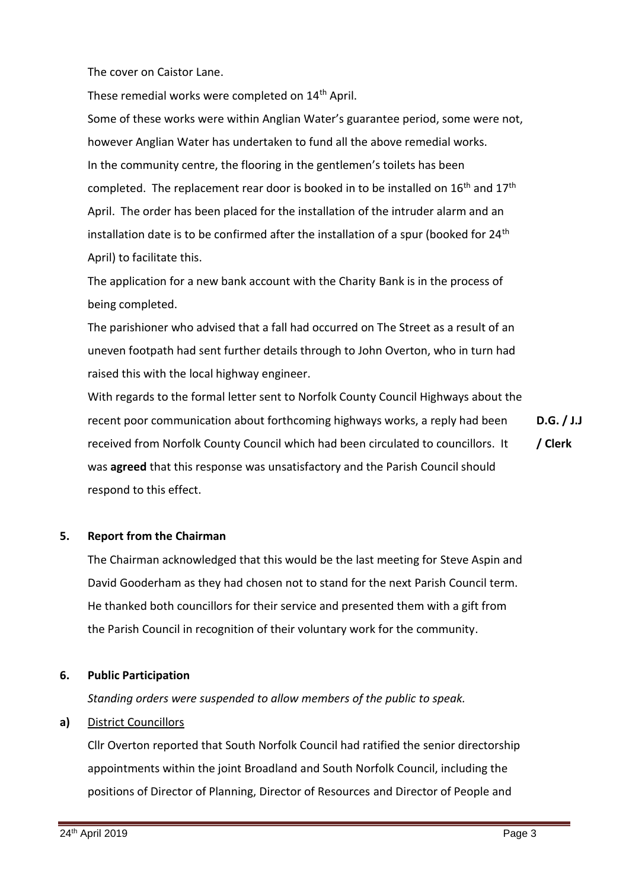The cover on Caistor Lane.

These remedial works were completed on 14th April.

Some of these works were within Anglian Water's guarantee period, some were not, however Anglian Water has undertaken to fund all the above remedial works.

In the community centre, the flooring in the gentlemen's toilets has been completed. The replacement rear door is booked in to be installed on 16th and 17th April. The order has been placed for the installation of the intruder alarm and an installation date is to be confirmed after the installation of a spur (booked for 24th April) to facilitate this.

The application for a new bank account with the Charity Bank is in the process of being completed.

The parishioner who advised that a fall had occurred on The Street as a result of an uneven footpath had sent further details through to John Overton, who in turn had raised this with the local highway engineer.

With regards to the formal letter sent to Norfolk County Council Highways about the recent poor communication about forthcoming highways works, a reply had been received from Norfolk County Council which had been circulated to councillors. It was **agreed** that this response was unsatisfactory and the Parish Council should respond to this effect. **D.G. / J.J / Clerk**

## 5. Report from the Chairman

The Chairman acknowledged that this would be the last meeting for Steve Aspin and David Gooderham as they had chosen not to stand for the next Parish Council term. He thanked both councillors for their service and presented them with a gift from the Parish Council in recognition of their voluntary work for the community.

## 6. Public Participation

*Standing orders were suspended to allow members of the public to speak.*

**a)** District Councillors

Cllr Overton reported that South Norfolk Council had ratified the senior directorship appointments within the joint Broadland and South Norfolk Council, including the positions of Director of Planning, Director of Resources and Director of People and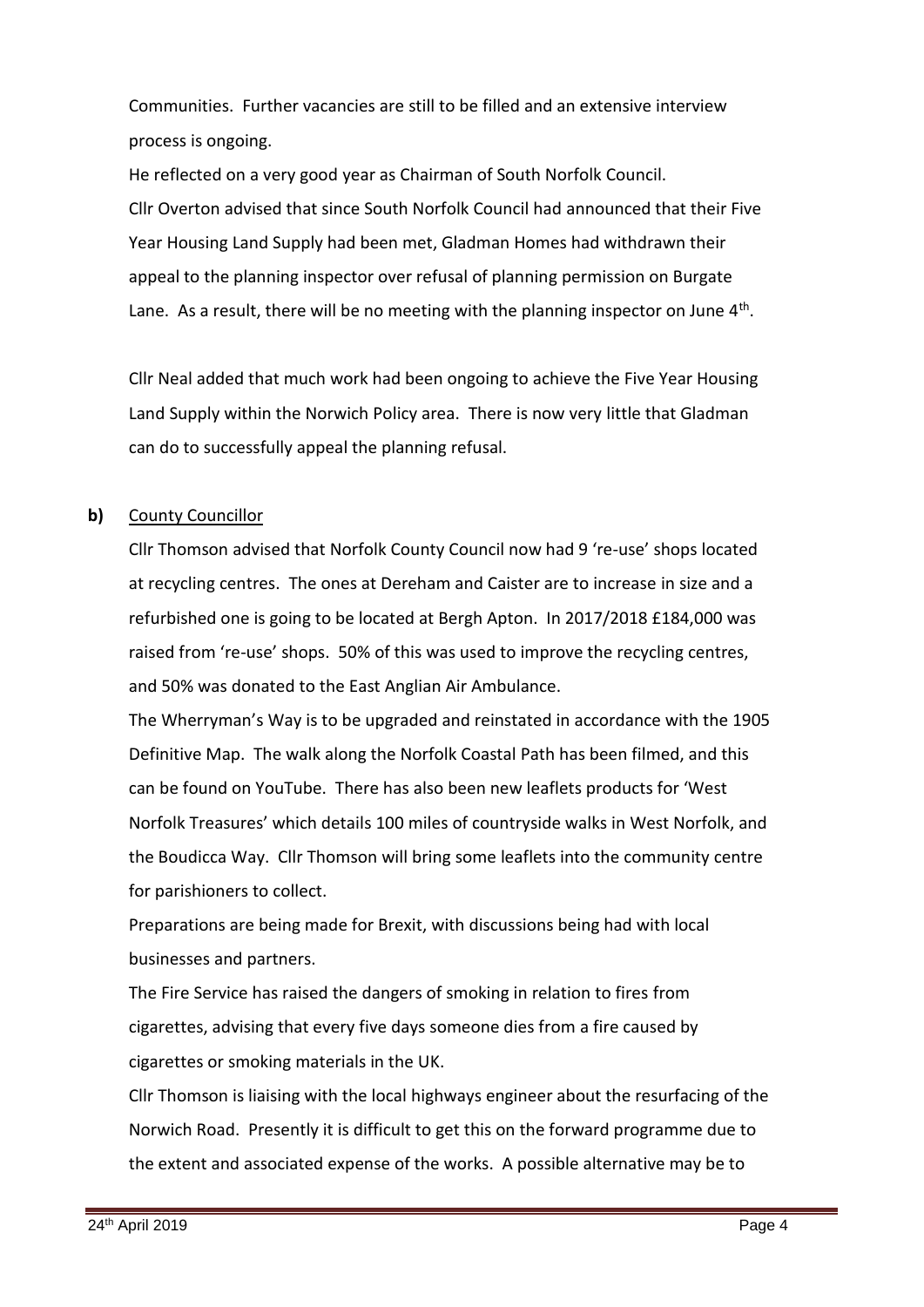Communities. Further vacancies are still to be filled and an extensive interview process is ongoing.

He reflected on a very good year as Chairman of South Norfolk Council.

Cllr Overton advised that since South Norfolk Council had announced that their Five Year Housing Land Supply had been met, Gladman Homes had withdrawn their appeal to the planning inspector over refusal of planning permission on Burgate Lane. As a result, there will be no meeting with the planning inspector on June 4th.

Cllr Neal added that much work had been ongoing to achieve the Five Year Housing Land Supply within the Norwich Policy area. There is now very little that Gladman can do to successfully appeal the planning refusal.

**b)** County Councillor

Cllr Thomson advised that Norfolk County Council now had 9 're-use' shops located at recycling centres. The ones at Dereham and Caister are to increase in size and a refurbished one is going to be located at Bergh Apton. In 2017/2018 £184,000 was raised from 're-use' shops. 50% of this was used to improve the recycling centres, and 50% was donated to the East Anglian Air Ambulance.

The Wherryman's Way is to be upgraded and reinstated in accordance with the 1905 Definitive Map. The walk along the Norfolk Coastal Path has been filmed, and this can be found on YouTube. There has also been new leaflets products for 'West Norfolk Treasures' which details 100 miles of countryside walks in West Norfolk, and the Boudicca Way. Cllr Thomson will bring some leaflets into the community centre for parishioners to collect.

Preparations are being made for Brexit, with discussions being had with local businesses and partners.

The Fire Service has raised the dangers of smoking in relation to fires from cigarettes, advising that every five days someone dies from a fire caused by cigarettes or smoking materials in the UK.

Cllr Thomson is liaising with the local highways engineer about the resurfacing of the Norwich Road. Presently it is difficult to get this on the forward programme due to the extent and associated expense of the works. A possible alternative may be to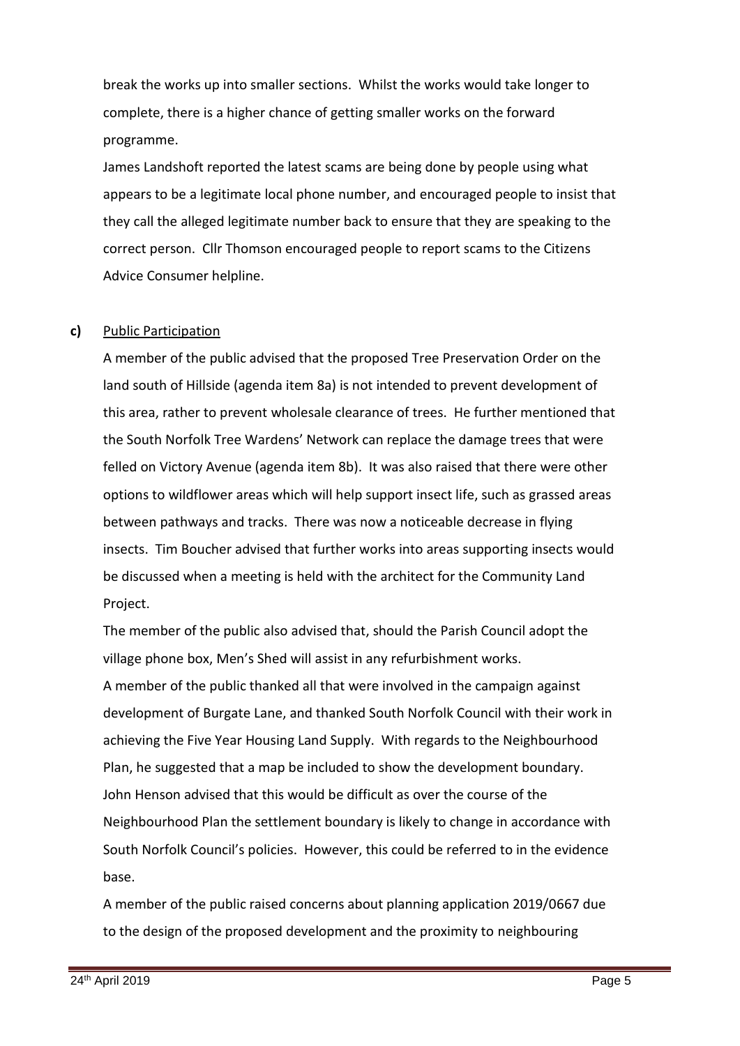break the works up into smaller sections. Whilst the works would take longer to complete, there is a higher chance of getting smaller works on the forward programme.

James Landshoft reported the latest scams are being done by people using what appears to be a legitimate local phone number, and encouraged people to insist that they call the alleged legitimate number back to ensure that they are speaking to the correct person. Cllr Thomson encouraged people to report scams to the Citizens Advice Consumer helpline.

**c)** Public Participation

A member of the public advised that the proposed Tree Preservation Order on the land south of Hillside (agenda item 8a) is not intended to prevent development of this area, rather to prevent wholesale clearance of trees. He further mentioned that the South Norfolk Tree Wardens' Network can replace the damage trees that were felled on Victory Avenue (agenda item 8b). It was also raised that there were other options to wildflower areas which will help support insect life, such as grassed areas between pathways and tracks. There was now a noticeable decrease in flying insects. Tim Boucher advised that further works into areas supporting insects would be discussed when a meeting is held with the architect for the Community Land Project.

The member of the public also advised that, should the Parish Council adopt the village phone box, Men's Shed will assist in any refurbishment works.

A member of the public thanked all that were involved in the campaign against development of Burgate Lane, and thanked South Norfolk Council with their work in achieving the Five Year Housing Land Supply. With regards to the Neighbourhood Plan, he suggested that a map be included to show the development boundary. John Henson advised that this would be difficult as over the course of the Neighbourhood Plan the settlement boundary is likely to change in accordance with South Norfolk Council's policies. However, this could be referred to in the evidence base.

A member of the public raised concerns about planning application 2019/0667 due to the design of the proposed development and the proximity to neighbouring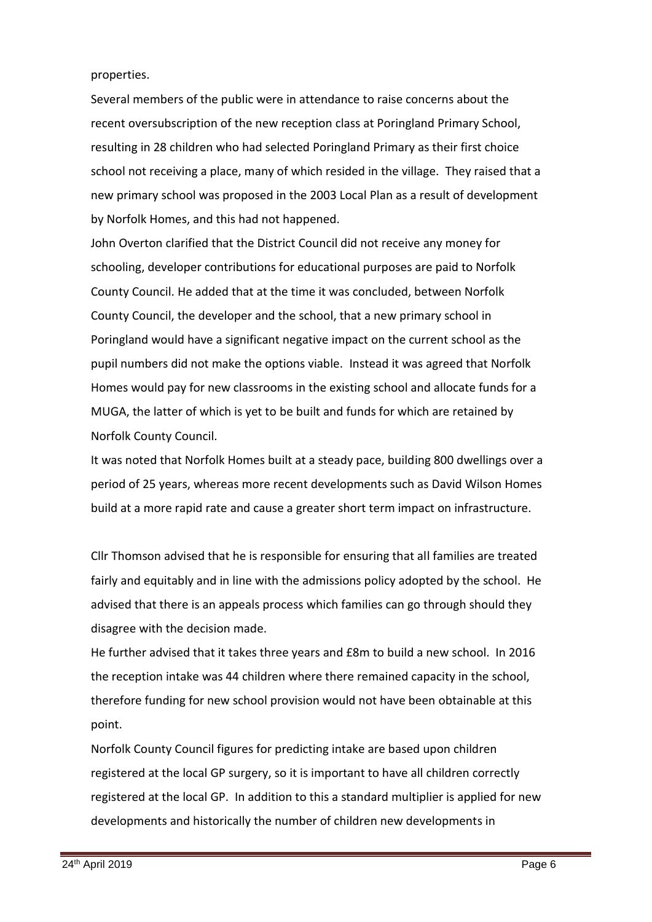properties.

Several members of the public were in attendance to raise concerns about the recent oversubscription of the new reception class at Poringland Primary School, resulting in 28 children who had selected Poringland Primary as their first choice school not receiving a place, many of which resided in the village. They raised that a new primary school was proposed in the 2003 Local Plan as a result of development by Norfolk Homes, and this had not happened.

John Overton clarified that the District Council did not receive any money for schooling, developer contributions for educational purposes are paid to Norfolk County Council. He added that at the time it was concluded, between Norfolk County Council, the developer and the school, that a new primary school in Poringland would have a significant negative impact on the current school as the pupil numbers did not make the options viable. Instead it was agreed that Norfolk Homes would pay for new classrooms in the existing school and allocate funds for a MUGA, the latter of which is yet to be built and funds for which are retained by Norfolk County Council.

It was noted that Norfolk Homes built at a steady pace, building 800 dwellings over a period of 25 years, whereas more recent developments such as David Wilson Homes build at a more rapid rate and cause a greater short term impact on infrastructure.

Cllr Thomson advised that he is responsible for ensuring that all families are treated fairly and equitably and in line with the admissions policy adopted by the school. He advised that there is an appeals process which families can go through should they disagree with the decision made.

He further advised that it takes three years and £8m to build a new school. In 2016 the reception intake was 44 children where there remained capacity in the school, therefore funding for new school provision would not have been obtainable at this point.

Norfolk County Council figures for predicting intake are based upon children registered at the local GP surgery, so it is important to have all children correctly registered at the local GP. In addition to this a standard multiplier is applied for new developments and historically the number of children new developments in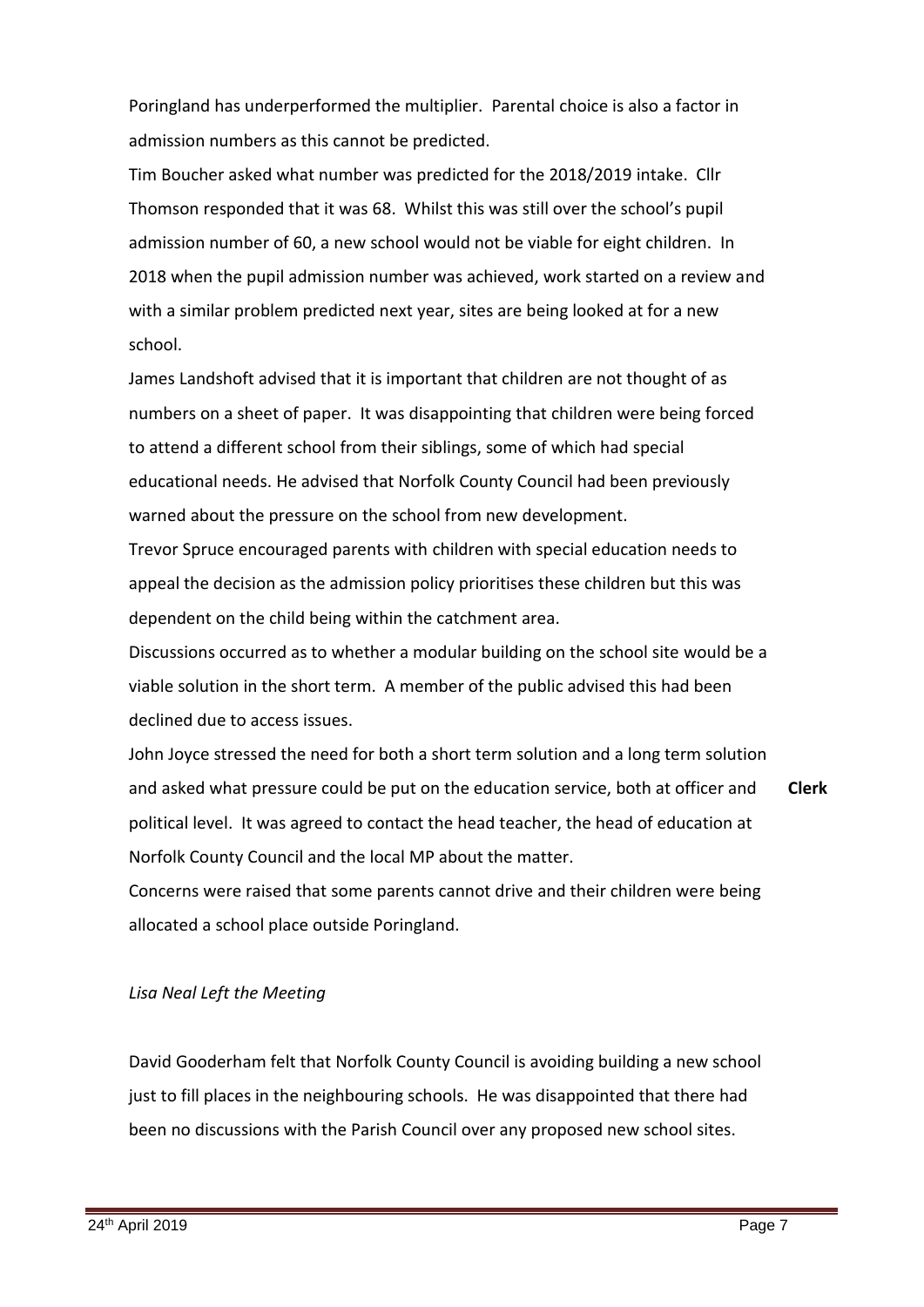Poringland has underperformed the multiplier. Parental choice is also a factor in admission numbers as this cannot be predicted.

Tim Boucher asked what number was predicted for the 2018/2019 intake. Cllr Thomson responded that it was 68. Whilst this was still over the school's pupil admission number of 60, a new school would not be viable for eight children. In 2018 when the pupil admission number was achieved, work started on a review and with a similar problem predicted next year, sites are being looked at for a new school.

James Landshoft advised that it is important that children are not thought of as numbers on a sheet of paper. It was disappointing that children were being forced to attend a different school from their siblings, some of which had special educational needs. He advised that Norfolk County Council had been previously warned about the pressure on the school from new development.

Trevor Spruce encouraged parents with children with special education needs to appeal the decision as the admission policy prioritises these children but this was dependent on the child being within the catchment area.

Discussions occurred as to whether a modular building on the school site would be a viable solution in the short term. A member of the public advised this had been declined due to access issues.

John Joyce stressed the need for both a short term solution and a long term solution and asked what pressure could be put on the education service, both at officer and political level. It was agreed to contact the head teacher, the head of education at Norfolk County Council and the local MP about the matter. **Clerk**

Concerns were raised that some parents cannot drive and their children were being allocated a school place outside Poringland.

*Lisa Neal Left the Meeting*

David Gooderham felt that Norfolk County Council is avoiding building a new school just to fill places in the neighbouring schools. He was disappointed that there had been no discussions with the Parish Council over any proposed new school sites.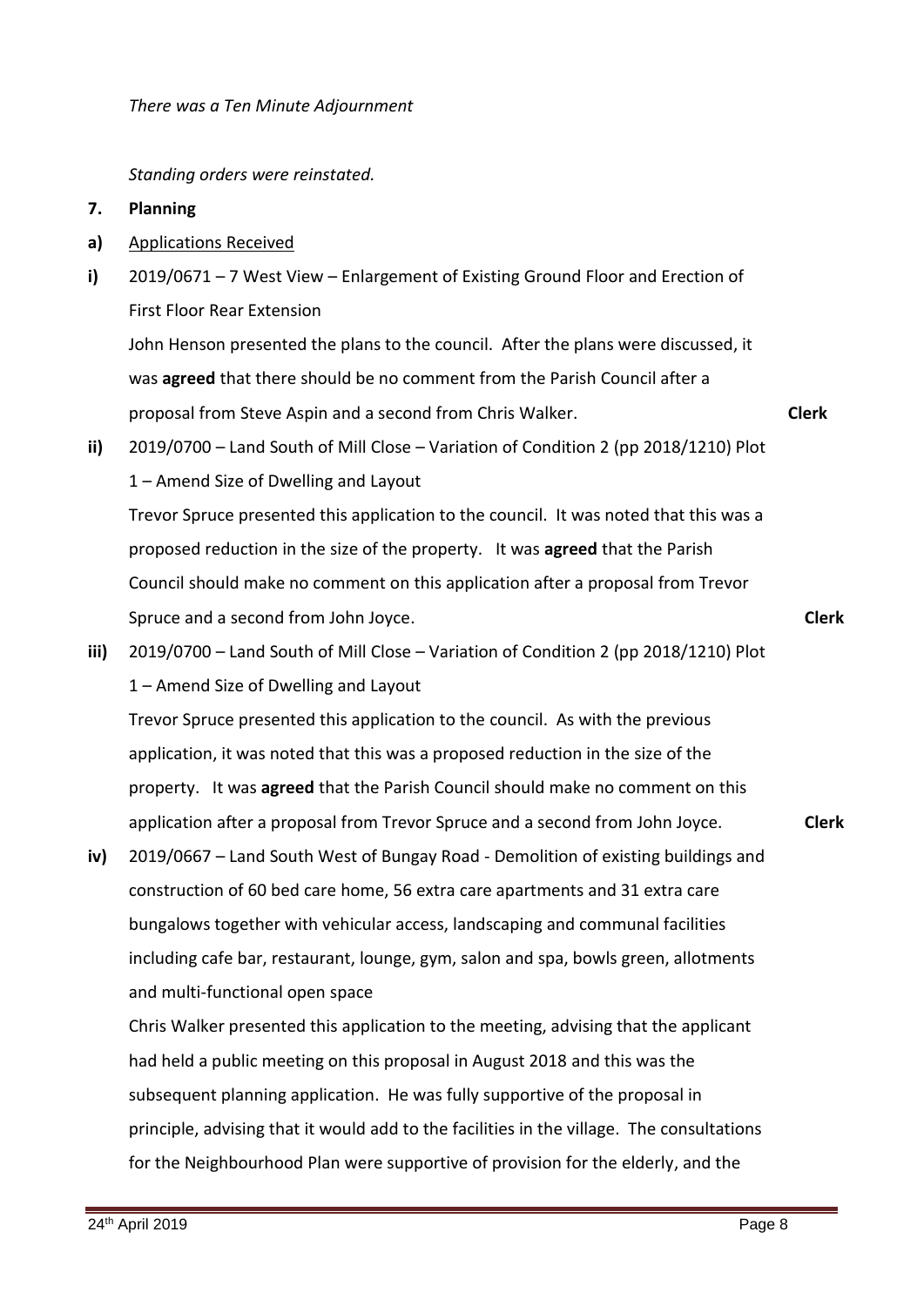*There was a Ten Minute Adjournment*

*Standing orders were reinstated.*

**7. Planning**

**a)** Applications Received

**i)** 2019/0671 – 7 West View – Enlargement of Existing Ground Floor and Erection of First Floor Rear Extension

John Henson presented the plans to the council. After the plans were discussed, it was **agreed** that there should be no comment from the Parish Council after a proposal from Steve Aspin and a second from Chris Walker. **Clerk**

**ii)** 2019/0700 – Land South of Mill Close – Variation of Condition 2 (pp 2018/1210) Plot 1 – Amend Size of Dwelling and Layout

Trevor Spruce presented this application to the council. It was noted that this was a proposed reduction in the size of the property. It was **agreed** that the Parish Council should make no comment on this application after a proposal from Trevor Spruce and a second from John Joyce. **Clerk**

**iii)** 2019/0700 – Land South of Mill Close – Variation of Condition 2 (pp 2018/1210) Plot 1 – Amend Size of Dwelling and Layout

Trevor Spruce presented this application to the council. As with the previous application, it was noted that this was a proposed reduction in the size of the property. It was **agreed** that the Parish Council should make no comment on this application after a proposal from Trevor Spruce and a second from John Joyce. **Clerk**

**iv)** 2019/0667 – Land South West of Bungay Road - Demolition of existing buildings and construction of 60 bed care home, 56 extra care apartments and 31 extra care bungalows together with vehicular access, landscaping and communal facilities including cafe bar, restaurant, lounge, gym, salon and spa, bowls green, allotments and multi-functional open space

Chris Walker presented this application to the meeting, advising that the applicant had held a public meeting on this proposal in August 2018 and this was the subsequent planning application. He was fully supportive of the proposal in principle, advising that it would add to the facilities in the village. The consultations for the Neighbourhood Plan were supportive of provision for the elderly, and the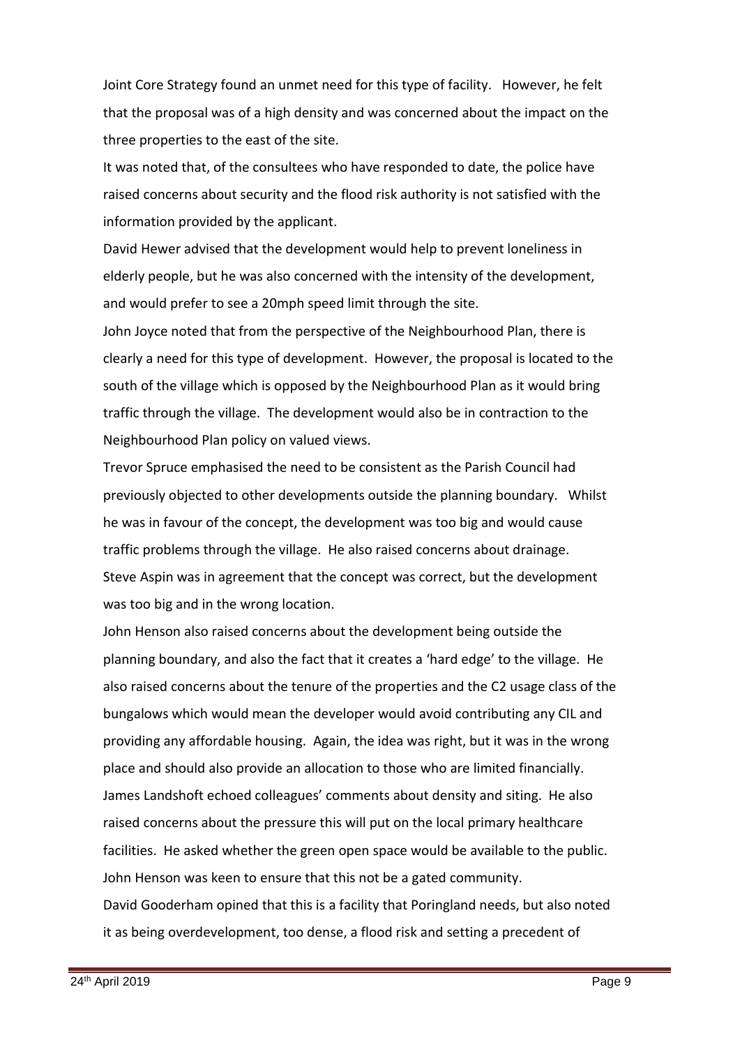Joint Core Strategy found an unmet need for this type of facility. However, he felt that the proposal was of a high density and was concerned about the impact on the three properties to the east of the site.

It was noted that, of the consultees who have responded to date, the police have raised concerns about security and the flood risk authority is not satisfied with the information provided by the applicant.

David Hewer advised that the development would help to prevent loneliness in elderly people, but he was also concerned with the intensity of the development, and would prefer to see a 20mph speed limit through the site.

John Joyce noted that from the perspective of the Neighbourhood Plan, there is clearly a need for this type of development. However, the proposal is located to the south of the village which is opposed by the Neighbourhood Plan as it would bring traffic through the village. The development would also be in contraction to the Neighbourhood Plan policy on valued views.

Trevor Spruce emphasised the need to be consistent as the Parish Council had previously objected to other developments outside the planning boundary. Whilst he was in favour of the concept, the development was too big and would cause traffic problems through the village. He also raised concerns about drainage.

Steve Aspin was in agreement that the concept was correct, but the development was too big and in the wrong location.

John Henson also raised concerns about the development being outside the planning boundary, and also the fact that it creates a 'hard edge' to the village. He also raised concerns about the tenure of the properties and the C2 usage class of the bungalows which would mean the developer would avoid contributing any CIL and providing any affordable housing. Again, the idea was right, but it was in the wrong place and should also provide an allocation to those who are limited financially.

James Landshoft echoed colleagues' comments about density and siting. He also raised concerns about the pressure this will put on the local primary healthcare facilities. He asked whether the green open space would be available to the public.

John Henson was keen to ensure that this not be a gated community.

David Gooderham opined that this is a facility that Poringland needs, but also noted it as being overdevelopment, too dense, a flood risk and setting a precedent of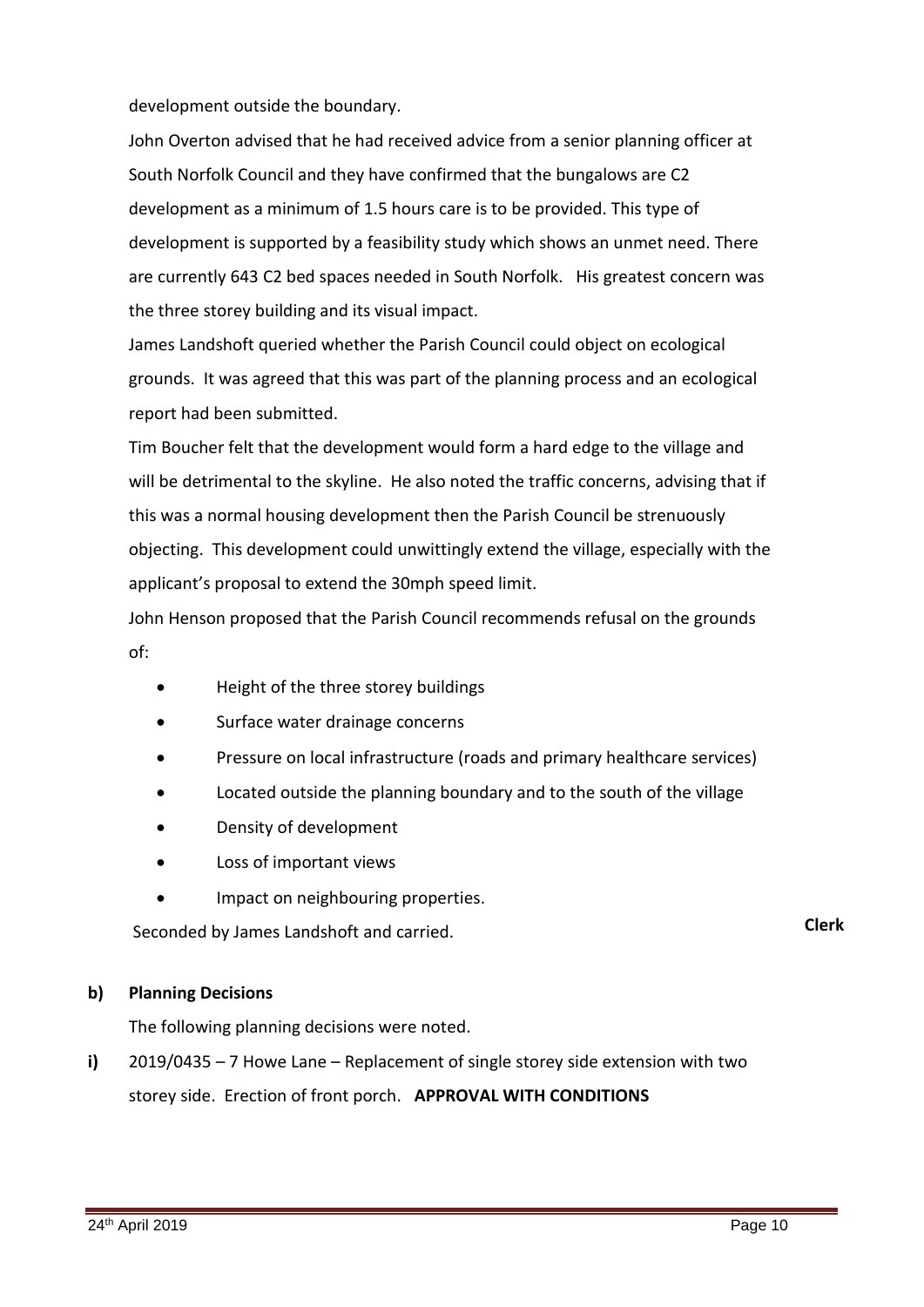development outside the boundary.

John Overton advised that he had received advice from a senior planning officer at South Norfolk Council and they have confirmed that the bungalows are C2 development as a minimum of 1.5 hours care is to be provided. This type of development is supported by a feasibility study which shows an unmet need. There are currently 643 C2 bed spaces needed in South Norfolk. His greatest concern was the three storey building and its visual impact.

James Landshoft queried whether the Parish Council could object on ecological grounds. It was agreed that this was part of the planning process and an ecological report had been submitted.

Tim Boucher felt that the development would form a hard edge to the village and will be detrimental to the skyline. He also noted the traffic concerns, advising that if this was a normal housing development then the Parish Council be strenuously objecting. This development could unwittingly extend the village, especially with the applicant's proposal to extend the 30mph speed limit.

John Henson proposed that the Parish Council recommends refusal on the grounds of:

- Height of the three storey buildings
- Surface water drainage concerns
- Pressure on local infrastructure (roads and primary healthcare services)
- Located outside the planning boundary and to the south of the village
- Density of development
- Loss of important views
- Impact on neighbouring properties.

Seconded by James Landshoft and carried. **Clerk**

**b) Planning Decisions**

The following planning decisions were noted.

**i)** 2019/0435 – 7 Howe Lane – Replacement of single storey side extension with two storey side. Erection of front porch. **APPROVAL WITH CONDITIONS**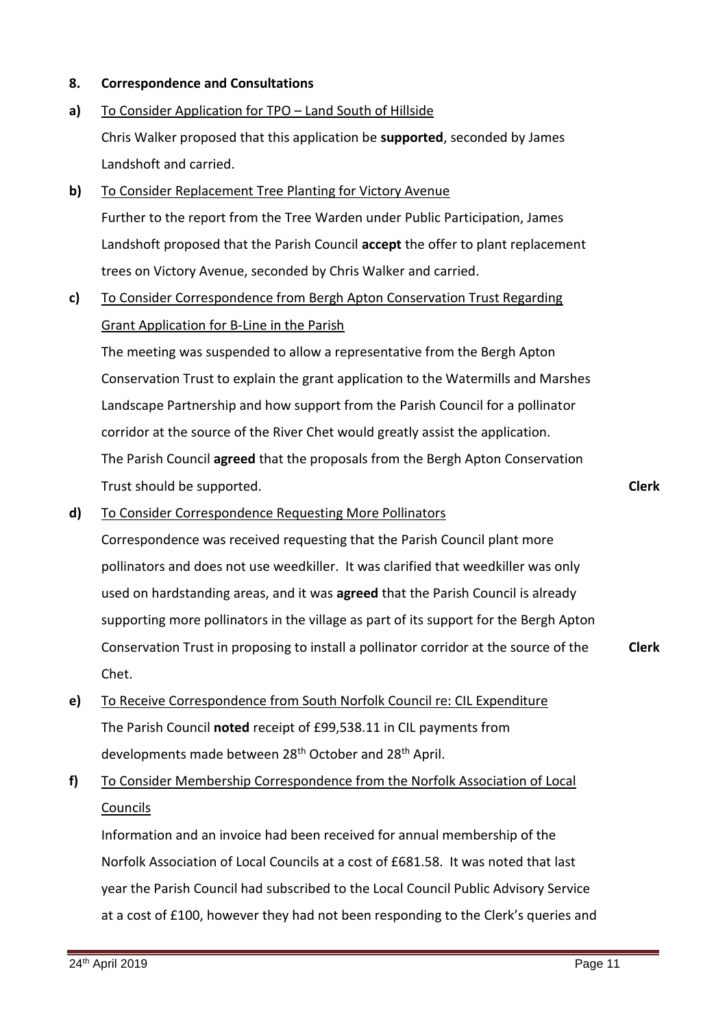## 8. Correspondence and Consultations

**a)** To Consider Application for TPO – Land South of Hillside

Chris Walker proposed that this application be **supported**, seconded by James Landshoft and carried.

**b)** To Consider Replacement Tree Planting for Victory Avenue

Further to the report from the Tree Warden under Public Participation, James Landshoft proposed that the Parish Council **accept** the offer to plant replacement trees on Victory Avenue, seconded by Chris Walker and carried.

**c)** To Consider Correspondence from Bergh Apton Conservation Trust Regarding Grant Application for B-Line in the Parish

The meeting was suspended to allow a representative from the Bergh Apton Conservation Trust to explain the grant application to the Watermills and Marshes Landscape Partnership and how support from the Parish Council for a pollinator corridor at the source of the River Chet would greatly assist the application. The Parish Council **agreed** that the proposals from the Bergh Apton Conservation Trust should be supported. **Clerk**

**d)** To Consider Correspondence Requesting More Pollinators

Correspondence was received requesting that the Parish Council plant more pollinators and does not use weedkiller. It was clarified that weedkiller was only used on hardstanding areas, and it was **agreed** that the Parish Council is already supporting more pollinators in the village as part of its support for the Bergh Apton Conservation Trust in proposing to install a pollinator corridor at the source of the Chet. **Clerk**

**e)** To Receive Correspondence from South Norfolk Council re: CIL Expenditure

The Parish Council **noted** receipt of £99,538.11 in CIL payments from developments made between 28th October and 28th April.

**f)** To Consider Membership Correspondence from the Norfolk Association of Local Councils

Information and an invoice had been received for annual membership of the Norfolk Association of Local Councils at a cost of £681.58. It was noted that last year the Parish Council had subscribed to the Local Council Public Advisory Service at a cost of £100, however they had not been responding to the Clerk's queries and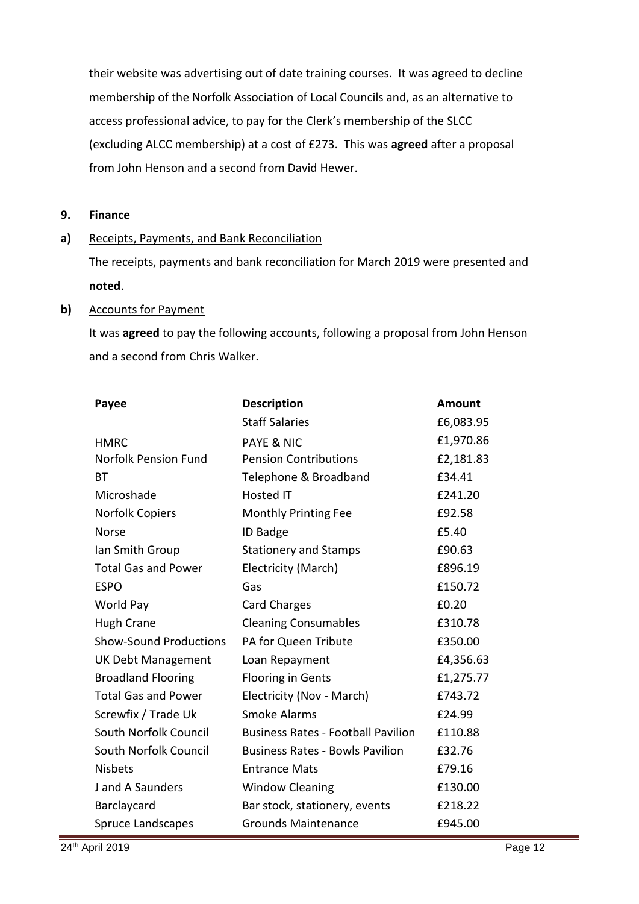their website was advertising out of date training courses. It was agreed to decline membership of the Norfolk Association of Local Councils and, as an alternative to access professional advice, to pay for the Clerk's membership of the SLCC (excluding ALCC membership) at a cost of £273. This was **agreed** after a proposal from John Henson and a second from David Hewer.

**9. Finance**

**a)** Receipts, Payments, and Bank Reconciliation

The receipts, payments and bank reconciliation for March 2019 were presented and **noted**.

**b)** Accounts for Payment

It was **agreed** to pay the following accounts, following a proposal from John Henson and a second from Chris Walker.

| Payee | Description | Amount |
|---|---|---|
| | Staff Salaries | £6,083.95 |
| HMRC | PAYE & NIC | £1,970.86 |
| Norfolk Pension Fund | Pension Contributions | £2,181.83 |
| BT | Telephone & Broadband | £34.41 |
| Microshade | Hosted IT | £241.20 |
| Norfolk Copiers | Monthly Printing Fee | £92.58 |
| Norse | ID Badge | £5.40 |
| Ian Smith Group | Stationery and Stamps | £90.63 |
| Total Gas and Power | Electricity (March) | £896.19 |
| ESPO | Gas | £150.72 |
| World Pay | Card Charges | £0.20 |
| Hugh Crane | Cleaning Consumables | £310.78 |
| Show-Sound Productions | PA for Queen Tribute | £350.00 |
| UK Debt Management | Loan Repayment | £4,356.63 |
| Broadland Flooring | Flooring in Gents | £1,275.77 |
| Total Gas and Power | Electricity (Nov - March) | £743.72 |
| Screwfix / Trade Uk | Smoke Alarms | £24.99 |
| South Norfolk Council | Business Rates - Football Pavilion | £110.88 |
| South Norfolk Council | Business Rates - Bowls Pavilion | £32.76 |
| Nisbets | Entrance Mats | £79.16 |
| J and A Saunders | Window Cleaning | £130.00 |
| Barclaycard | Bar stock, stationery, events | £218.22 |
| Spruce Landscapes | Grounds Maintenance | £945.00 |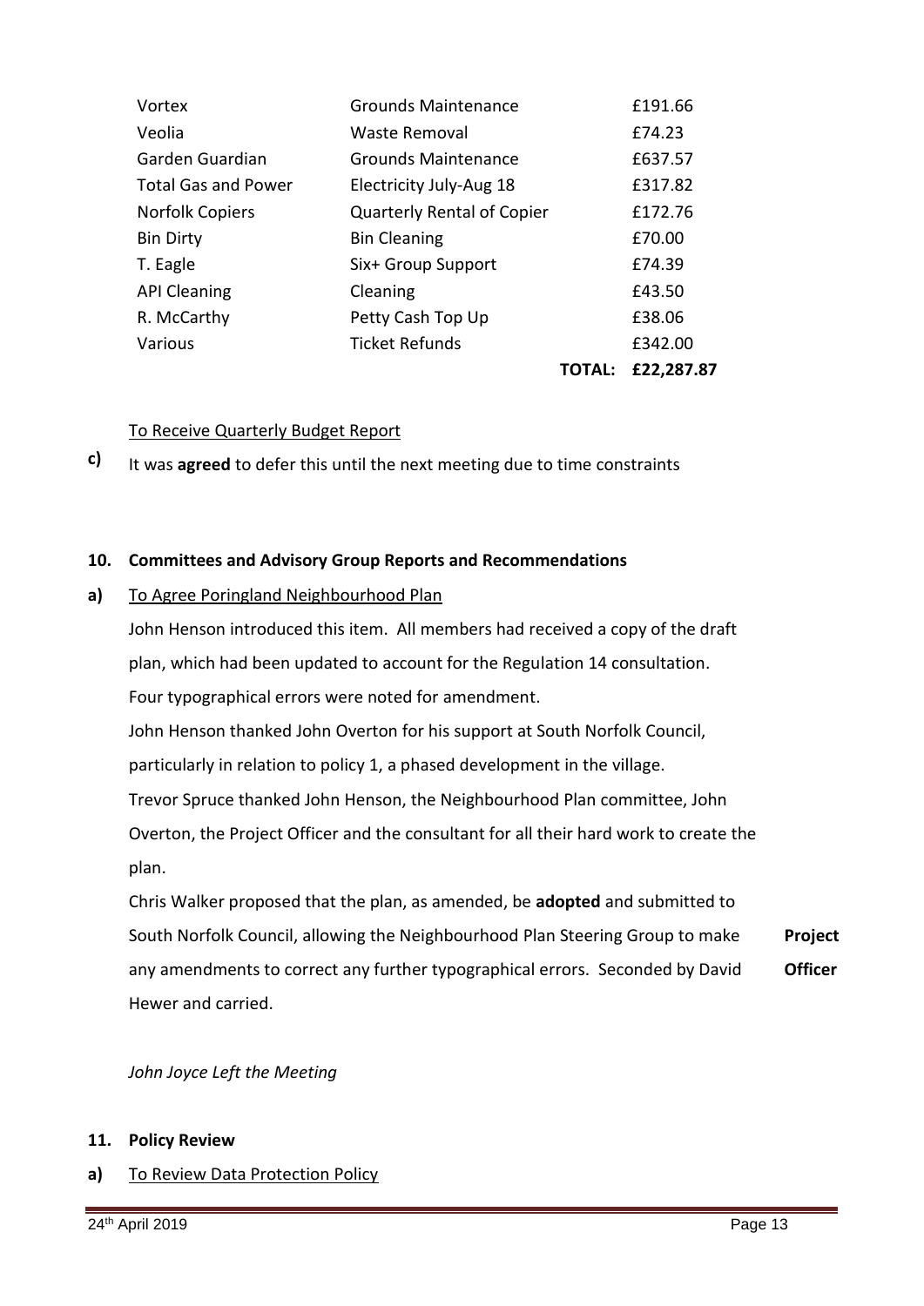| | | | |
|---|---|---|---|
| Vortex | Grounds Maintenance | | £191.66 |
| Veolia | Waste Removal | | £74.23 |
| Garden Guardian | Grounds Maintenance | | £637.57 |
| Total Gas and Power | Electricity July-Aug 18 | | £317.82 |
| Norfolk Copiers | Quarterly Rental of Copier | | £172.76 |
| Bin Dirty | Bin Cleaning | | £70.00 |
| T. Eagle | Six+ Group Support | | £74.39 |
| API Cleaning | Cleaning | | £43.50 |
| R. McCarthy | Petty Cash Top Up | | £38.06 |
| Various | Ticket Refunds | | £342.00 |
| | | **TOTAL:** | **£22,287.87** |

**c)** To Receive Quarterly Budget Report

It was **agreed** to defer this until the next meeting due to time constraints

## 10. Committees and Advisory Group Reports and Recommendations

**a)** To Agree Poringland Neighbourhood Plan

John Henson introduced this item. All members had received a copy of the draft plan, which had been updated to account for the Regulation 14 consultation. Four typographical errors were noted for amendment.

John Henson thanked John Overton for his support at South Norfolk Council, particularly in relation to policy 1, a phased development in the village.

Trevor Spruce thanked John Henson, the Neighbourhood Plan committee, John Overton, the Project Officer and the consultant for all their hard work to create the plan.

Chris Walker proposed that the plan, as amended, be **adopted** and submitted to South Norfolk Council, allowing the Neighbourhood Plan Steering Group to make any amendments to correct any further typographical errors. Seconded by David Hewer and carried. **Project Officer**

*John Joyce Left the Meeting*

## 11. Policy Review

**a)** To Review Data Protection Policy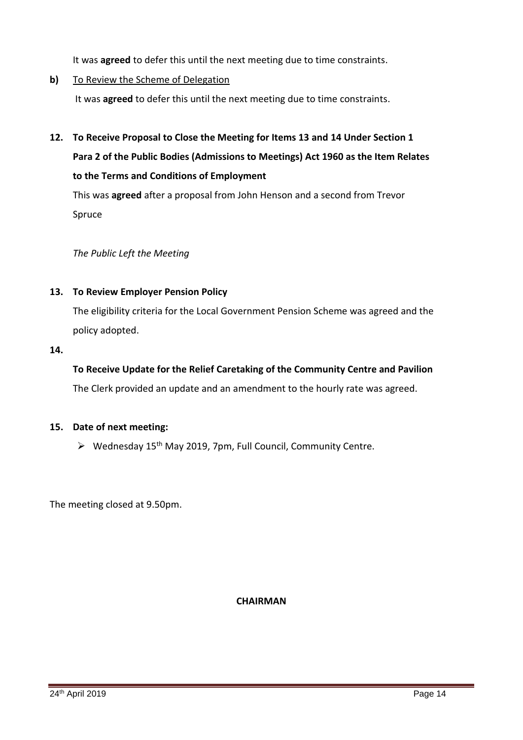It was **agreed** to defer this until the next meeting due to time constraints.

**b)** To Review the Scheme of Delegation

It was **agreed** to defer this until the next meeting due to time constraints.

**12. To Receive Proposal to Close the Meeting for Items 13 and 14 Under Section 1 Para 2 of the Public Bodies (Admissions to Meetings) Act 1960 as the Item Relates to the Terms and Conditions of Employment**

This was **agreed** after a proposal from John Henson and a second from Trevor Spruce

*The Public Left the Meeting*

**13. To Review Employer Pension Policy**

The eligibility criteria for the Local Government Pension Scheme was agreed and the policy adopted.

**14.**

**To Receive Update for the Relief Caretaking of the Community Centre and Pavilion**

The Clerk provided an update and an amendment to the hourly rate was agreed.

**15. Date of next meeting:**

- Wednesday 15th May 2019, 7pm, Full Council, Community Centre.

The meeting closed at 9.50pm.

**CHAIRMAN**